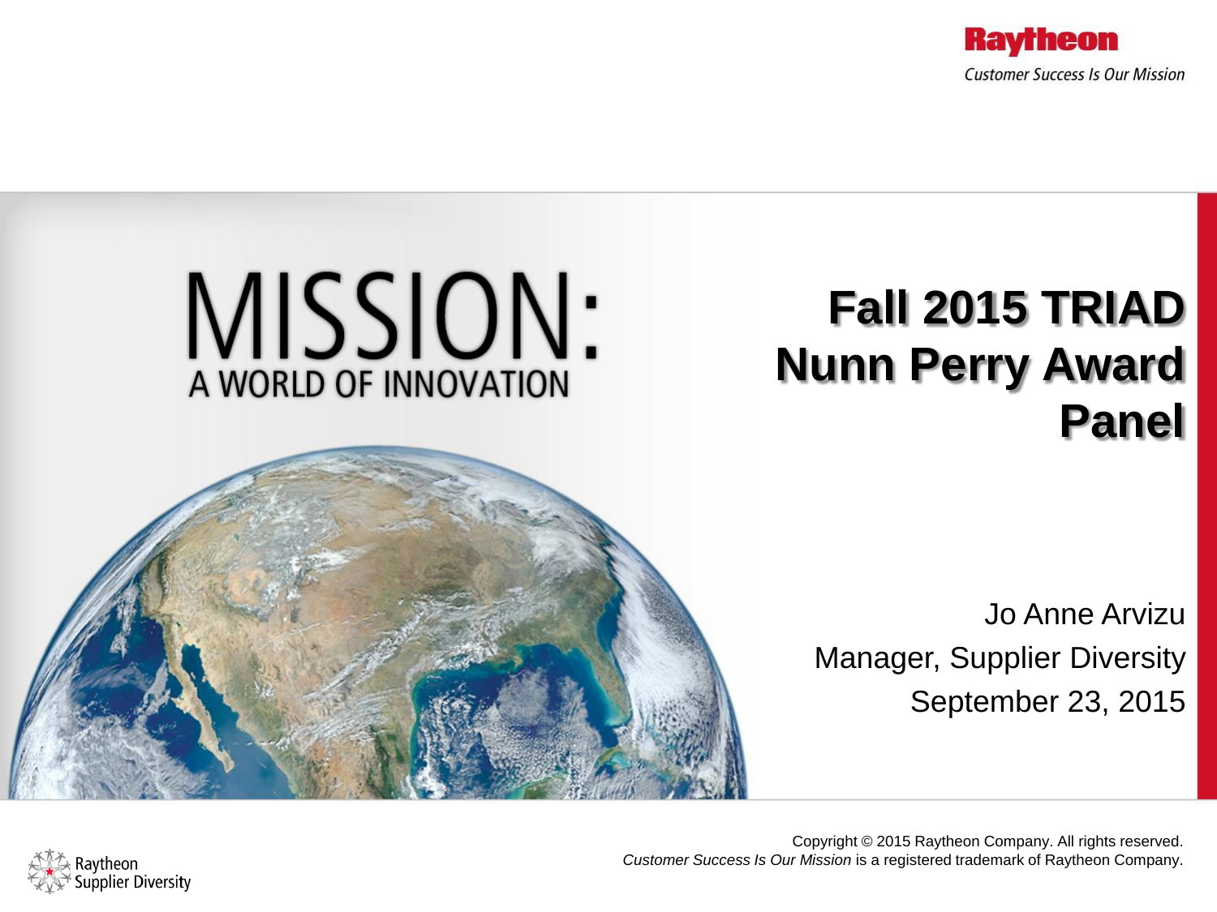Raytheon

*Customer Success Is Our Mission*

MISSION:

A WORLD OF INNOVATION

# Fall 2015 TRIAD Nunn Perry Award Panel

Jo Anne Arvizu

Manager, Supplier Diversity

September 23, 2015

Raytheon Supplier Diversity

Copyright © 2015 Raytheon Company. All rights reserved.
*Customer Success Is Our Mission* is a registered trademark of Raytheon Company.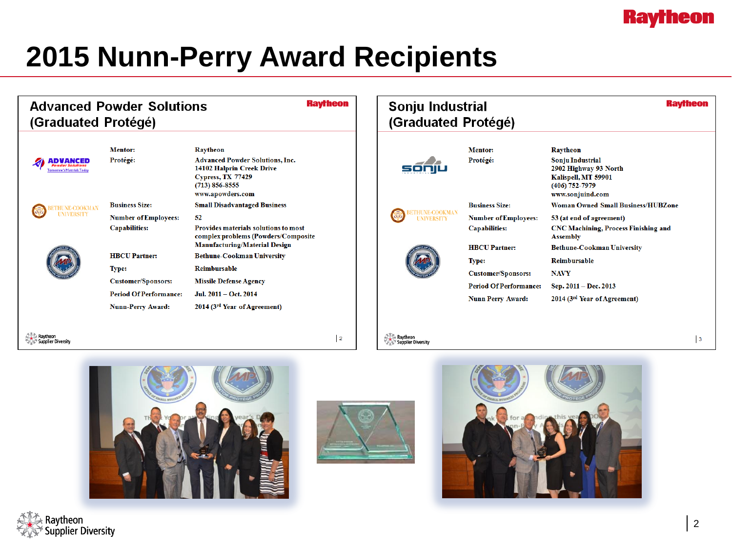# 2015 Nunn-Perry Award Recipients

## Advanced Powder Solutions (Graduated Protégé)

| | |
|---|---|
| Mentor: | Raytheon |
| Protégé: | Advanced Powder Solutions, Inc.<br>14102 Halprin Creek Drive<br>Cypress, TX 77429<br>(713) 856-8555<br>www.apowders.com |
| Business Size: | Small Disadvantaged Business |
| Number of Employees: | 52 |
| Capabilities: | Provides materials solutions to most complex problems (Powders/Composite Manufacturing/Material Design |
| HBCU Partner: | Bethune-Cookman University |
| Type: | Reimbursable |
| Customer/Sponsors: | Missile Defense Agency |
| Period Of Performance: | Jul. 2011 – Oct. 2014 |
| Nunn-Perry Award: | 2014 (3rd Year of Agreement) |

## Sonju Industrial (Graduated Protégé)

| | |
|---|---|
| Mentor: | Raytheon |
| Protégé: | Sonju Industrial<br>2902 Highway 93 North<br>Kalispell, MT 59901<br>(406) 752-7979<br>www.sonjuind.com |
| Business Size: | Woman Owned Small Business/HUBZone |
| Number of Employees: | 53 (at end of agreement) |
| Capabilities: | CNC Machining, Process Finishing and Assembly |
| HBCU Partner: | Bethune-Cookman University |
| Type: | Reimbursable |
| Customer/Sponsors: | NAVY |
| Period Of Performance: | Sep. 2011 – Dec. 2013 |
| Nunn Perry Award: | 2014 (3rd Year of Agreement) |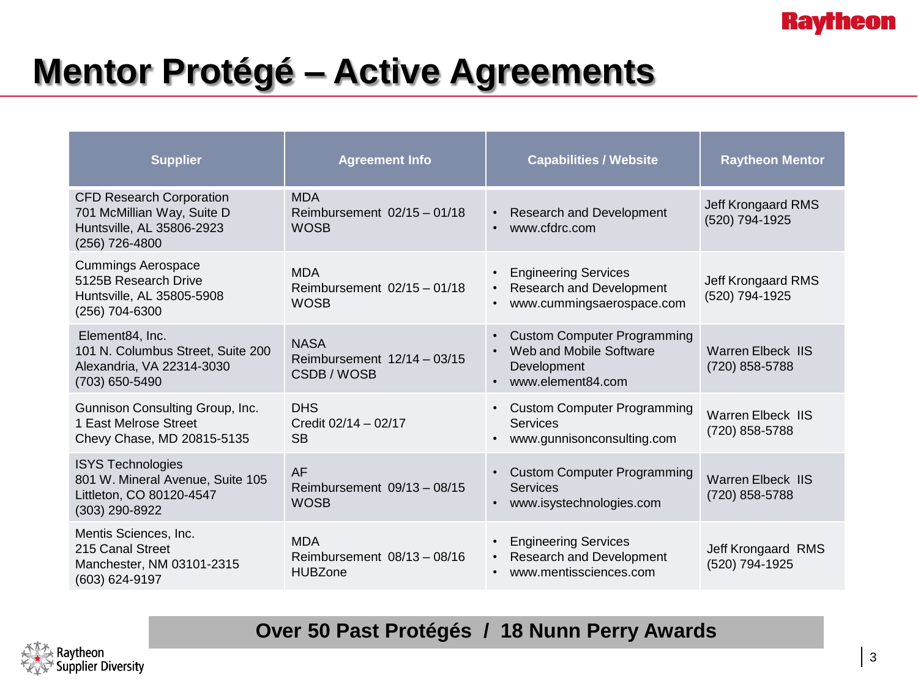# Mentor Protégé – Active Agreements

| Supplier | Agreement Info | Capabilities / Website | Raytheon Mentor |
|---|---|---|---|
| CFD Research Corporation<br>701 McMillian Way, Suite D<br>Huntsville, AL 35806-2923<br>(256) 726-4800 | MDA<br>Reimbursement 02/15 – 01/18<br>WOSB | • Research and Development<br>• www.cfdrc.com | Jeff Krongaard RMS<br>(520) 794-1925 |
| Cummings Aerospace<br>5125B Research Drive<br>Huntsville, AL 35805-5908<br>(256) 704-6300 | MDA<br>Reimbursement 02/15 – 01/18<br>WOSB | • Engineering Services<br>• Research and Development<br>• www.cummingsaerospace.com | Jeff Krongaard RMS<br>(520) 794-1925 |
| Element84, Inc.<br>101 N. Columbus Street, Suite 200<br>Alexandria, VA 22314-3030<br>(703) 650-5490 | NASA<br>Reimbursement 12/14 – 03/15<br>CSDB / WOSB | • Custom Computer Programming<br>• Web and Mobile Software Development<br>• www.element84.com | Warren Elbeck IIS<br>(720) 858-5788 |
| Gunnison Consulting Group, Inc.<br>1 East Melrose Street<br>Chevy Chase, MD 20815-5135 | DHS<br>Credit 02/14 – 02/17<br>SB | • Custom Computer Programming Services<br>• www.gunnisonconsulting.com | Warren Elbeck IIS<br>(720) 858-5788 |
| ISYS Technologies<br>801 W. Mineral Avenue, Suite 105<br>Littleton, CO 80120-4547<br>(303) 290-8922 | AF<br>Reimbursement 09/13 – 08/15<br>WOSB | • Custom Computer Programming Services<br>• www.isystechnologies.com | Warren Elbeck IIS<br>(720) 858-5788 |
| Mentis Sciences, Inc.<br>215 Canal Street<br>Manchester, NM 03101-2315<br>(603) 624-9197 | MDA<br>Reimbursement 08/13 – 08/16<br>HUBZone | • Engineering Services<br>• Research and Development<br>• www.mentissciences.com | Jeff Krongaard RMS<br>(520) 794-1925 |

**Over 50 Past Protégés / 18 Nunn Perry Awards**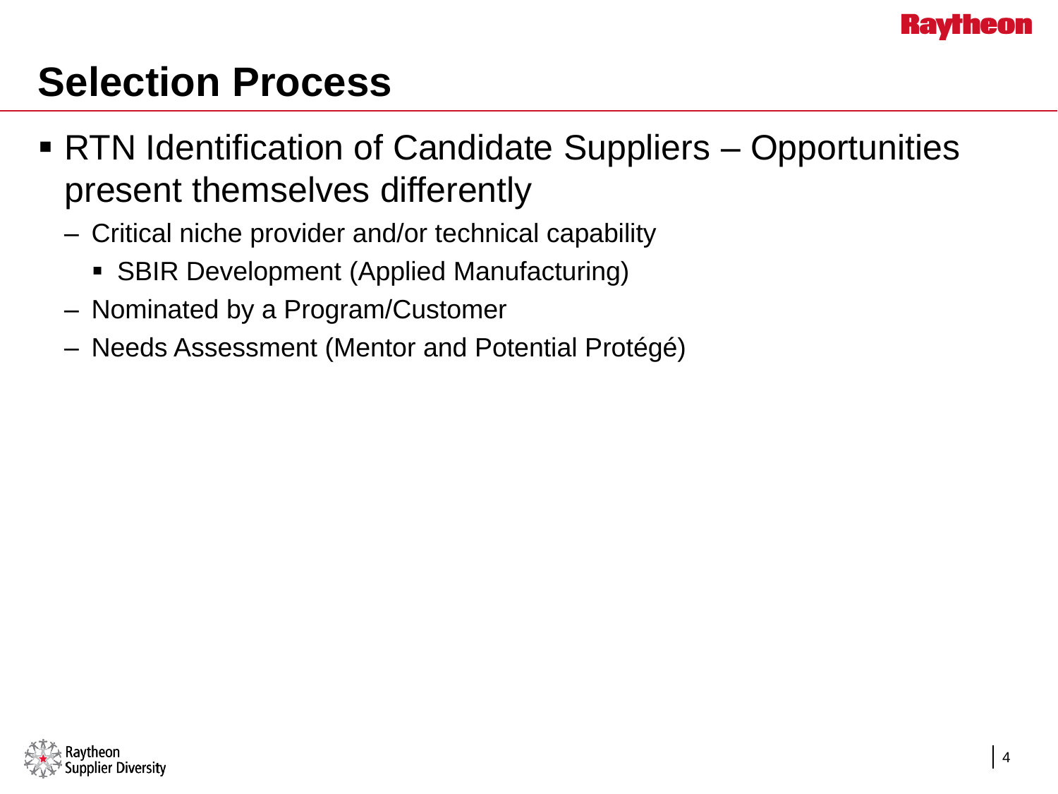# Selection Process

- RTN Identification of Candidate Suppliers – Opportunities present themselves differently
  - Critical niche provider and/or technical capability
    - SBIR Development (Applied Manufacturing)
  - Nominated by a Program/Customer
  - Needs Assessment (Mentor and Potential Protégé)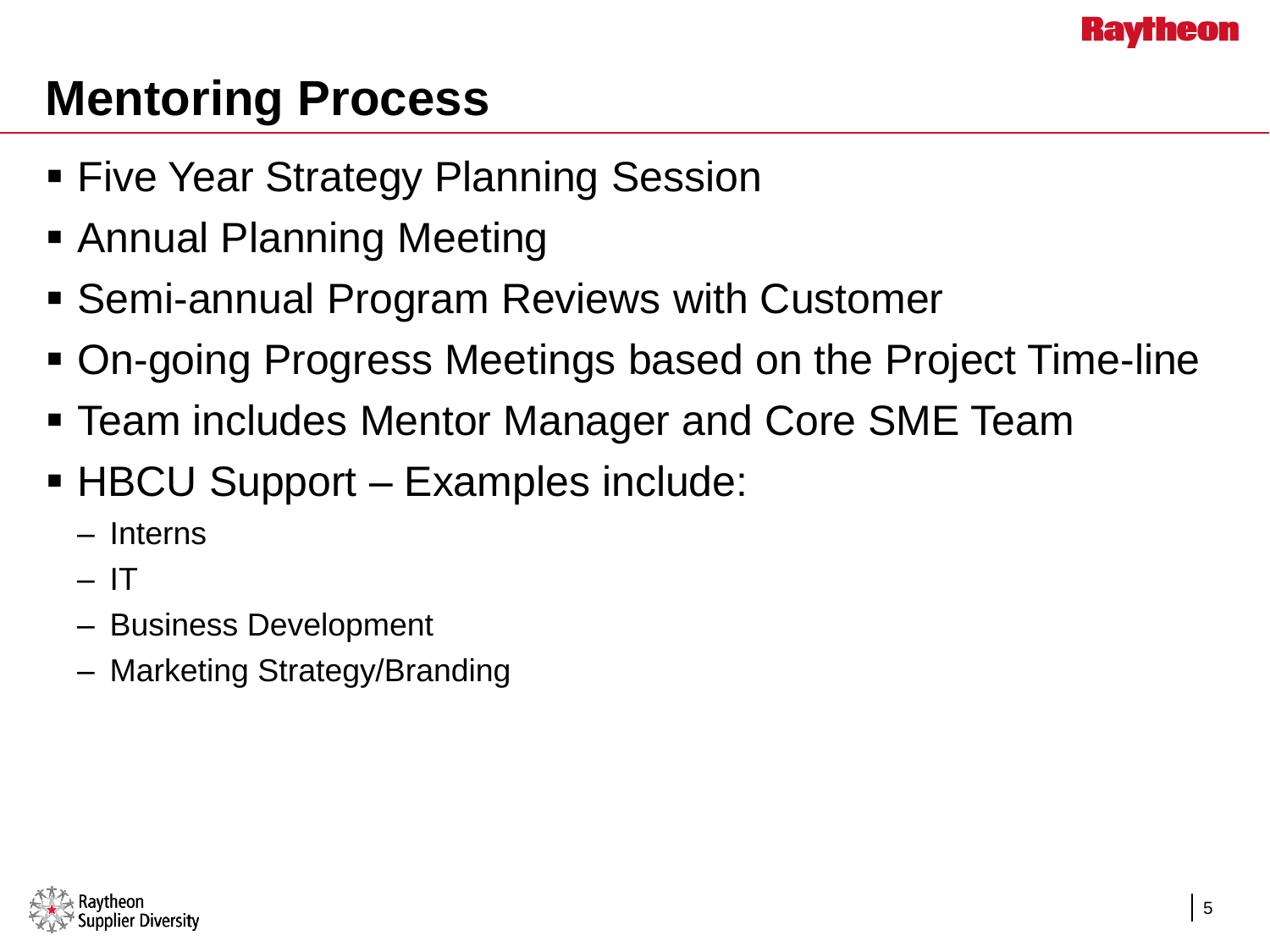# Mentoring Process

- Five Year Strategy Planning Session
- Annual Planning Meeting
- Semi-annual Program Reviews with Customer
- On-going Progress Meetings based on the Project Time-line
- Team includes Mentor Manager and Core SME Team
- HBCU Support – Examples include:
  - Interns
  - IT
  - Business Development
  - Marketing Strategy/Branding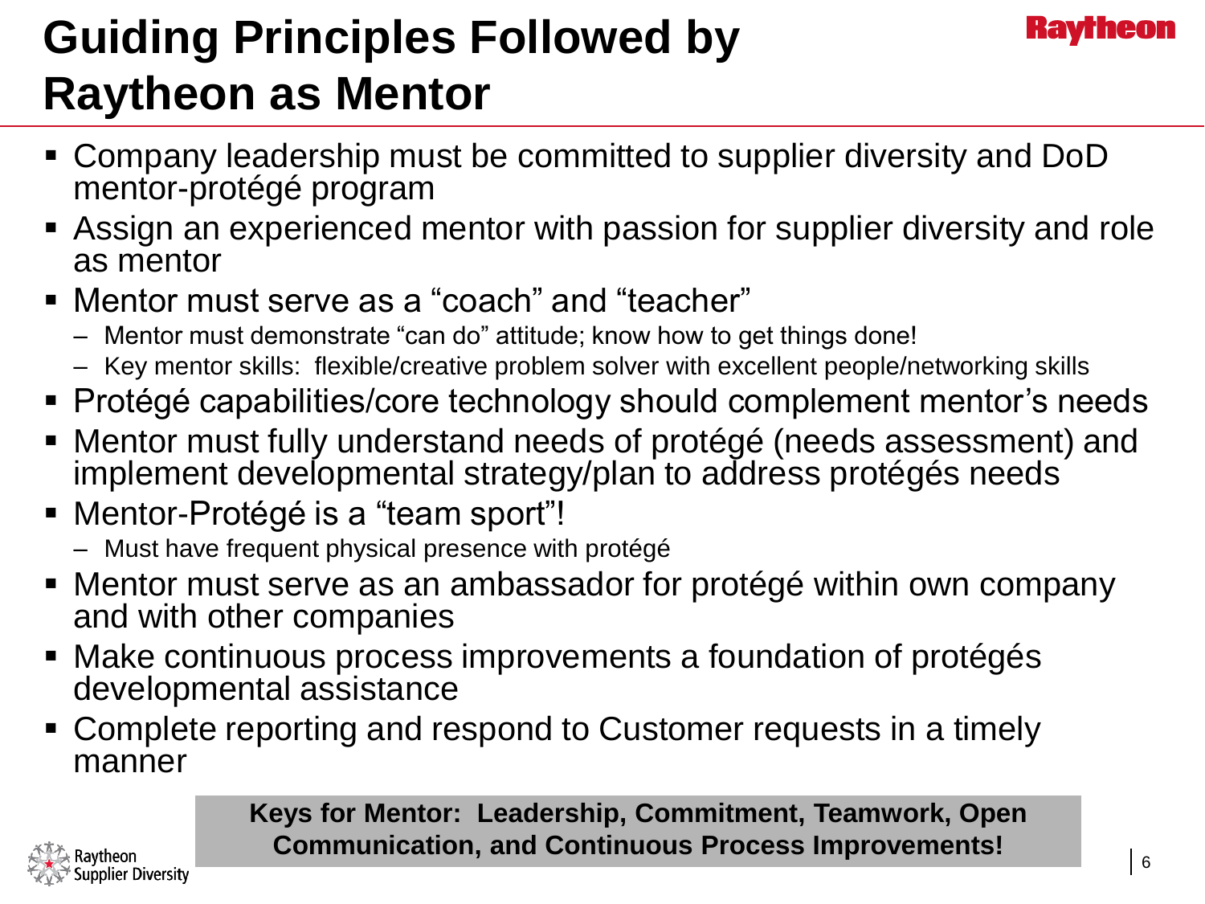# Guiding Principles Followed by Raytheon as Mentor

- Company leadership must be committed to supplier diversity and DoD mentor-protégé program
- Assign an experienced mentor with passion for supplier diversity and role as mentor
- Mentor must serve as a "coach" and "teacher"
  - Mentor must demonstrate "can do" attitude; know how to get things done!
  - Key mentor skills: flexible/creative problem solver with excellent people/networking skills
- Protégé capabilities/core technology should complement mentor's needs
- Mentor must fully understand needs of protégé (needs assessment) and implement developmental strategy/plan to address protégés needs
- Mentor-Protégé is a "team sport"!
  - Must have frequent physical presence with protégé
- Mentor must serve as an ambassador for protégé within own company and with other companies
- Make continuous process improvements a foundation of protégés developmental assistance
- Complete reporting and respond to Customer requests in a timely manner

**Keys for Mentor: Leadership, Commitment, Teamwork, Open Communication, and Continuous Process Improvements!**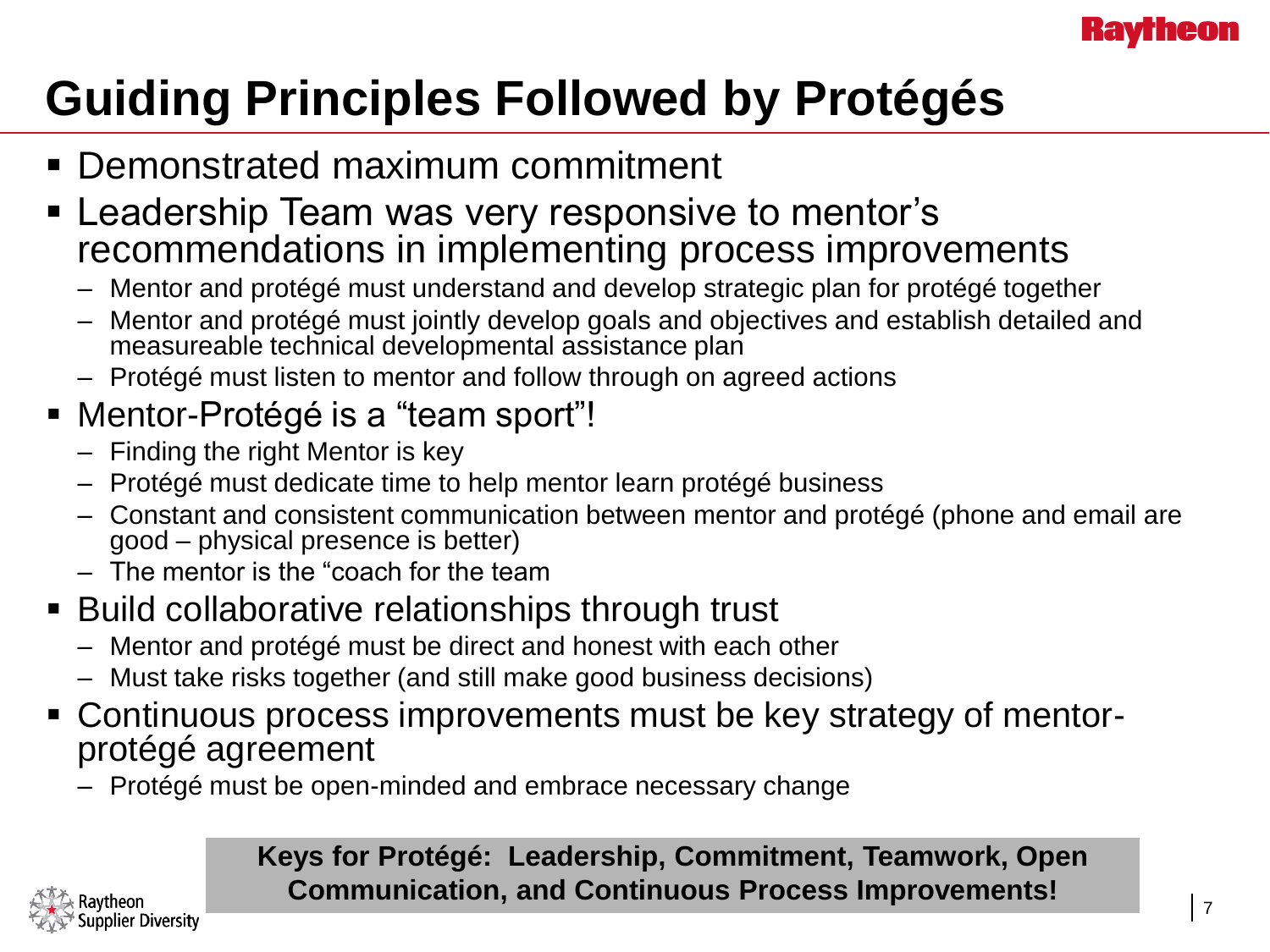# Guiding Principles Followed by Protégés

- Demonstrated maximum commitment
- Leadership Team was very responsive to mentor's recommendations in implementing process improvements
  - Mentor and protégé must understand and develop strategic plan for protégé together
  - Mentor and protégé must jointly develop goals and objectives and establish detailed and measureable technical developmental assistance plan
  - Protégé must listen to mentor and follow through on agreed actions
- Mentor-Protégé is a "team sport"!
  - Finding the right Mentor is key
  - Protégé must dedicate time to help mentor learn protégé business
  - Constant and consistent communication between mentor and protégé (phone and email are good – physical presence is better)
  - The mentor is the "coach for the team
- Build collaborative relationships through trust
  - Mentor and protégé must be direct and honest with each other
  - Must take risks together (and still make good business decisions)
- Continuous process improvements must be key strategy of mentor-protégé agreement
  - Protégé must be open-minded and embrace necessary change

**Keys for Protégé: Leadership, Commitment, Teamwork, Open Communication, and Continuous Process Improvements!**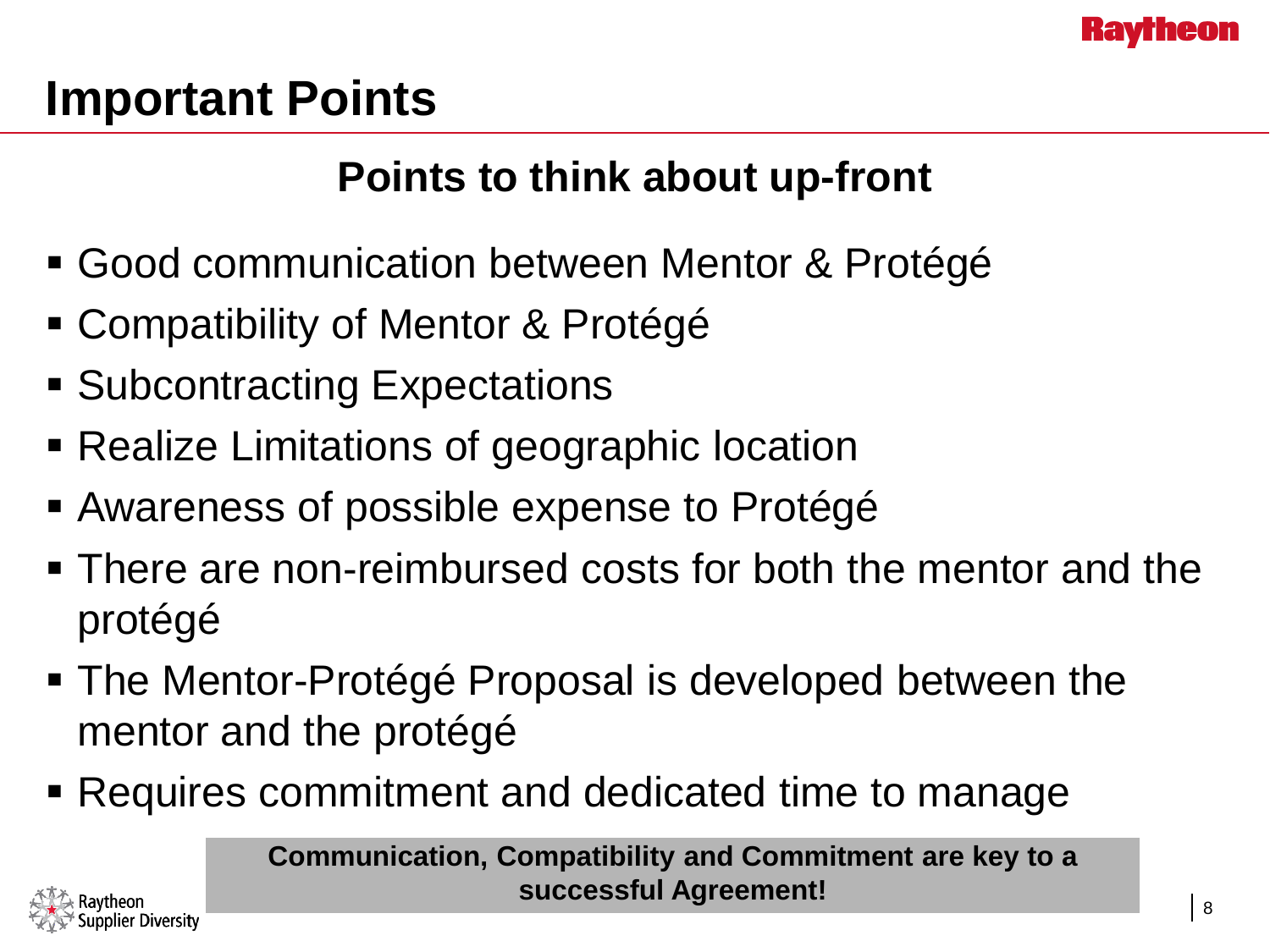# Important Points

## Points to think about up-front

- Good communication between Mentor & Protégé
- Compatibility of Mentor & Protégé
- Subcontracting Expectations
- Realize Limitations of geographic location
- Awareness of possible expense to Protégé
- There are non-reimbursed costs for both the mentor and the protégé
- The Mentor-Protégé Proposal is developed between the mentor and the protégé
- Requires commitment and dedicated time to manage

**Communication, Compatibility and Commitment are key to a successful Agreement!**